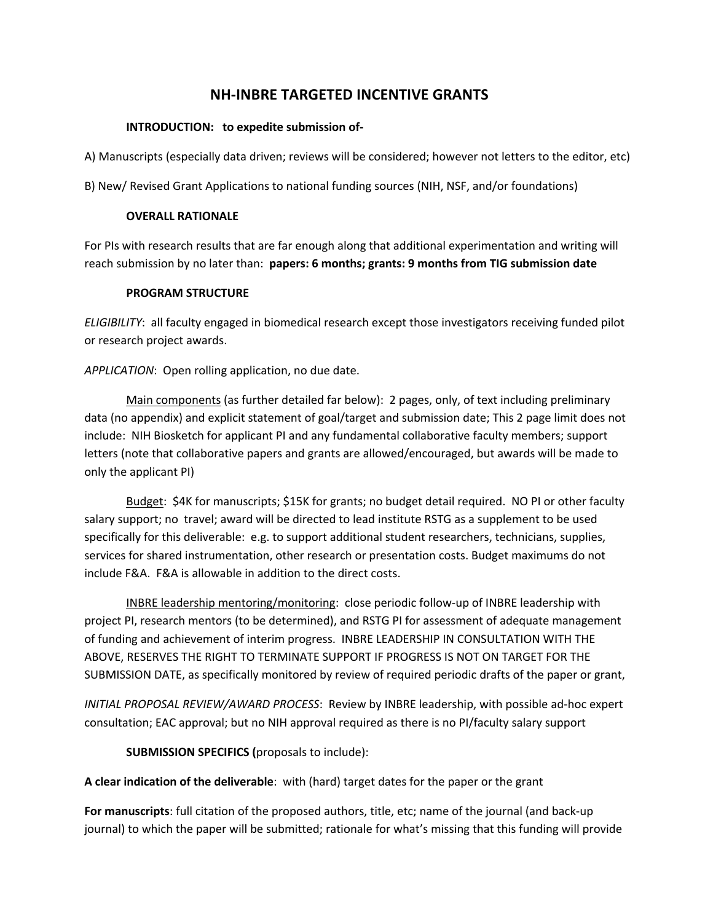# NH-INBRE TARGETED INCENTIVE GRANTS

**INTRODUCTION: to expedite submission of-**

A) Manuscripts (especially data driven; reviews will be considered; however not letters to the editor, etc)

B) New/ Revised Grant Applications to national funding sources (NIH, NSF, and/or foundations)

**OVERALL RATIONALE**

For PIs with research results that are far enough along that additional experimentation and writing will reach submission by no later than: **papers: 6 months; grants: 9 months from TIG submission date**

**PROGRAM STRUCTURE**

*ELIGIBILITY*: all faculty engaged in biomedical research except those investigators receiving funded pilot or research project awards.

*APPLICATION*: Open rolling application, no due date.

<u>Main components</u> (as further detailed far below): 2 pages, only, of text including preliminary data (no appendix) and explicit statement of goal/target and submission date; This 2 page limit does not include: NIH Biosketch for applicant PI and any fundamental collaborative faculty members; support letters (note that collaborative papers and grants are allowed/encouraged, but awards will be made to only the applicant PI)

<u>Budget</u>: $4K for manuscripts; $15K for grants; no budget detail required. NO PI or other faculty salary support; no travel; award will be directed to lead institute RSTG as a supplement to be used specifically for this deliverable: e.g. to support additional student researchers, technicians, supplies, services for shared instrumentation, other research or presentation costs. Budget maximums do not include F&A. F&A is allowable in addition to the direct costs.

<u>INBRE leadership mentoring/monitoring</u>: close periodic follow-up of INBRE leadership with project PI, research mentors (to be determined), and RSTG PI for assessment of adequate management of funding and achievement of interim progress. INBRE LEADERSHIP IN CONSULTATION WITH THE ABOVE, RESERVES THE RIGHT TO TERMINATE SUPPORT IF PROGRESS IS NOT ON TARGET FOR THE SUBMISSION DATE, as specifically monitored by review of required periodic drafts of the paper or grant,

*INITIAL PROPOSAL REVIEW/AWARD PROCESS*: Review by INBRE leadership, with possible ad-hoc expert consultation; EAC approval; but no NIH approval required as there is no PI/faculty salary support

**SUBMISSION SPECIFICS (**proposals to include):

**A clear indication of the deliverable**: with (hard) target dates for the paper or the grant

**For manuscripts**: full citation of the proposed authors, title, etc; name of the journal (and back-up journal) to which the paper will be submitted; rationale for what's missing that this funding will provide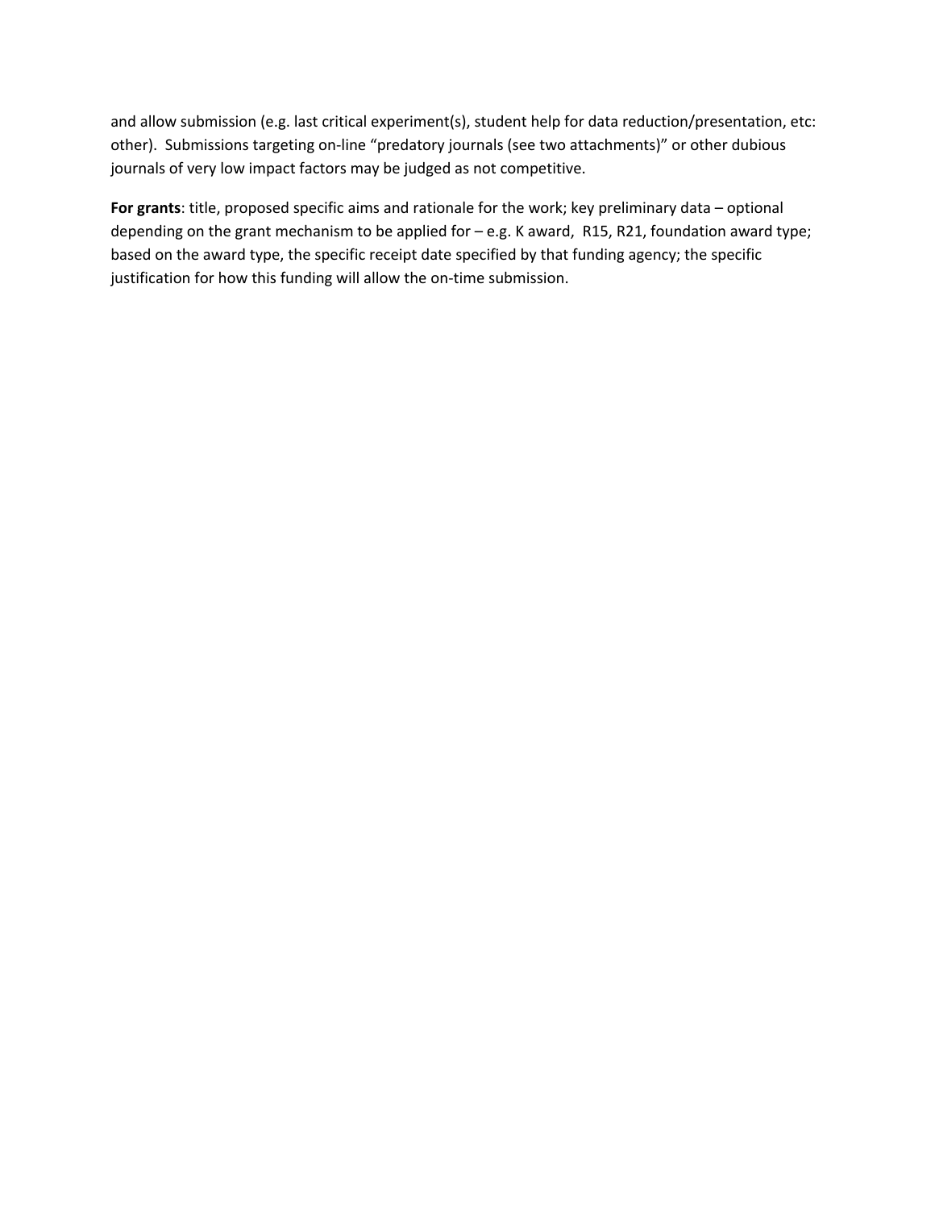and allow submission (e.g. last critical experiment(s), student help for data reduction/presentation, etc: other). Submissions targeting on-line "predatory journals (see two attachments)" or other dubious journals of very low impact factors may be judged as not competitive.

**For grants**: title, proposed specific aims and rationale for the work; key preliminary data – optional depending on the grant mechanism to be applied for – e.g. K award, R15, R21, foundation award type; based on the award type, the specific receipt date specified by that funding agency; the specific justification for how this funding will allow the on-time submission.